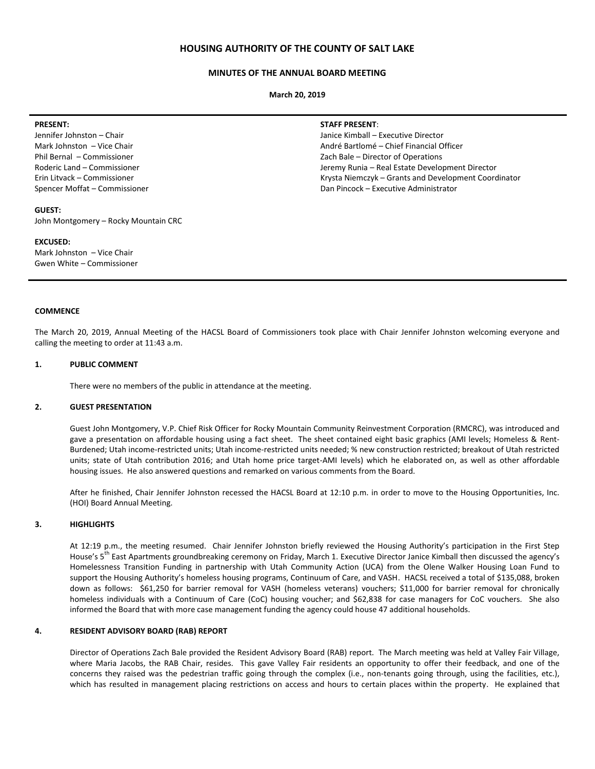# HOUSING AUTHORITY OF THE COUNTY OF SALT LAKE

## MINUTES OF THE ANNUAL BOARD MEETING

**March 20, 2019**

**PRESENT:**
Jennifer Johnston – Chair
Mark Johnston – Vice Chair
Phil Bernal – Commissioner
Roderic Land – Commissioner
Erin Litvack – Commissioner
Spencer Moffat – Commissioner

**STAFF PRESENT**:
Janice Kimball – Executive Director
André Bartlomé – Chief Financial Officer
Zach Bale – Director of Operations
Jeremy Runia – Real Estate Development Director
Krysta Niemczyk – Grants and Development Coordinator
Dan Pincock – Executive Administrator

**GUEST:**
John Montgomery – Rocky Mountain CRC

**EXCUSED:**
Mark Johnston – Vice Chair
Gwen White – Commissioner

### COMMENCE

The March 20, 2019, Annual Meeting of the HACSL Board of Commissioners took place with Chair Jennifer Johnston welcoming everyone and calling the meeting to order at 11:43 a.m.

### 1. PUBLIC COMMENT

There were no members of the public in attendance at the meeting.

### 2. GUEST PRESENTATION

Guest John Montgomery, V.P. Chief Risk Officer for Rocky Mountain Community Reinvestment Corporation (RMCRC), was introduced and gave a presentation on affordable housing using a fact sheet. The sheet contained eight basic graphics (AMI levels; Homeless & Rent-Burdened; Utah income-restricted units; Utah income-restricted units needed; % new construction restricted; breakout of Utah restricted units; state of Utah contribution 2016; and Utah home price target-AMI levels) which he elaborated on, as well as other affordable housing issues. He also answered questions and remarked on various comments from the Board.

After he finished, Chair Jennifer Johnston recessed the HACSL Board at 12:10 p.m. in order to move to the Housing Opportunities, Inc. (HOI) Board Annual Meeting.

### 3. HIGHLIGHTS

At 12:19 p.m., the meeting resumed. Chair Jennifer Johnston briefly reviewed the Housing Authority's participation in the First Step House's 5th East Apartments groundbreaking ceremony on Friday, March 1. Executive Director Janice Kimball then discussed the agency's Homelessness Transition Funding in partnership with Utah Community Action (UCA) from the Olene Walker Housing Loan Fund to support the Housing Authority's homeless housing programs, Continuum of Care, and VASH. HACSL received a total of $135,088, broken down as follows: $61,250 for barrier removal for VASH (homeless veterans) vouchers; $11,000 for barrier removal for chronically homeless individuals with a Continuum of Care (CoC) housing voucher; and $62,838 for case managers for CoC vouchers. She also informed the Board that with more case management funding the agency could house 47 additional households.

### 4. RESIDENT ADVISORY BOARD (RAB) REPORT

Director of Operations Zach Bale provided the Resident Advisory Board (RAB) report. The March meeting was held at Valley Fair Village, where Maria Jacobs, the RAB Chair, resides. This gave Valley Fair residents an opportunity to offer their feedback, and one of the concerns they raised was the pedestrian traffic going through the complex (i.e., non-tenants going through, using the facilities, etc.), which has resulted in management placing restrictions on access and hours to certain places within the property. He explained that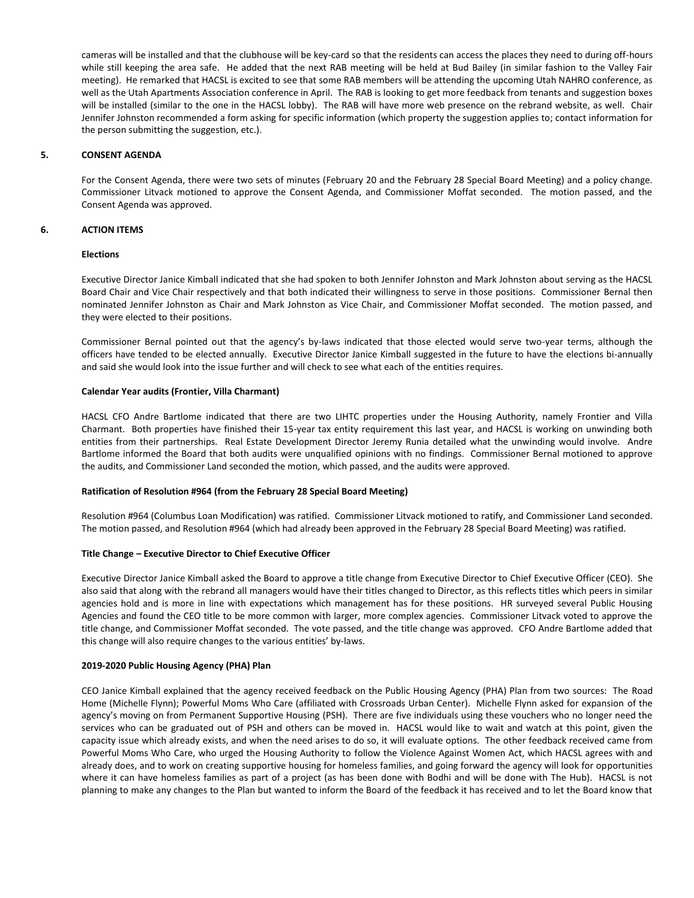cameras will be installed and that the clubhouse will be key-card so that the residents can access the places they need to during off-hours while still keeping the area safe. He added that the next RAB meeting will be held at Bud Bailey (in similar fashion to the Valley Fair meeting). He remarked that HACSL is excited to see that some RAB members will be attending the upcoming Utah NAHRO conference, as well as the Utah Apartments Association conference in April. The RAB is looking to get more feedback from tenants and suggestion boxes will be installed (similar to the one in the HACSL lobby). The RAB will have more web presence on the rebrand website, as well. Chair Jennifer Johnston recommended a form asking for specific information (which property the suggestion applies to; contact information for the person submitting the suggestion, etc.).

## 5. CONSENT AGENDA

For the Consent Agenda, there were two sets of minutes (February 20 and the February 28 Special Board Meeting) and a policy change. Commissioner Litvack motioned to approve the Consent Agenda, and Commissioner Moffat seconded. The motion passed, and the Consent Agenda was approved.

## 6. ACTION ITEMS

**Elections**

Executive Director Janice Kimball indicated that she had spoken to both Jennifer Johnston and Mark Johnston about serving as the HACSL Board Chair and Vice Chair respectively and that both indicated their willingness to serve in those positions. Commissioner Bernal then nominated Jennifer Johnston as Chair and Mark Johnston as Vice Chair, and Commissioner Moffat seconded. The motion passed, and they were elected to their positions.

Commissioner Bernal pointed out that the agency's by-laws indicated that those elected would serve two-year terms, although the officers have tended to be elected annually. Executive Director Janice Kimball suggested in the future to have the elections bi-annually and said she would look into the issue further and will check to see what each of the entities requires.

**Calendar Year audits (Frontier, Villa Charmant)**

HACSL CFO Andre Bartlome indicated that there are two LIHTC properties under the Housing Authority, namely Frontier and Villa Charmant. Both properties have finished their 15-year tax entity requirement this last year, and HACSL is working on unwinding both entities from their partnerships. Real Estate Development Director Jeremy Runia detailed what the unwinding would involve. Andre Bartlome informed the Board that both audits were unqualified opinions with no findings. Commissioner Bernal motioned to approve the audits, and Commissioner Land seconded the motion, which passed, and the audits were approved.

**Ratification of Resolution #964 (from the February 28 Special Board Meeting)**

Resolution #964 (Columbus Loan Modification) was ratified. Commissioner Litvack motioned to ratify, and Commissioner Land seconded. The motion passed, and Resolution #964 (which had already been approved in the February 28 Special Board Meeting) was ratified.

**Title Change – Executive Director to Chief Executive Officer**

Executive Director Janice Kimball asked the Board to approve a title change from Executive Director to Chief Executive Officer (CEO). She also said that along with the rebrand all managers would have their titles changed to Director, as this reflects titles which peers in similar agencies hold and is more in line with expectations which management has for these positions. HR surveyed several Public Housing Agencies and found the CEO title to be more common with larger, more complex agencies. Commissioner Litvack voted to approve the title change, and Commissioner Moffat seconded. The vote passed, and the title change was approved. CFO Andre Bartlome added that this change will also require changes to the various entities' by-laws.

**2019-2020 Public Housing Agency (PHA) Plan**

CEO Janice Kimball explained that the agency received feedback on the Public Housing Agency (PHA) Plan from two sources: The Road Home (Michelle Flynn); Powerful Moms Who Care (affiliated with Crossroads Urban Center). Michelle Flynn asked for expansion of the agency's moving on from Permanent Supportive Housing (PSH). There are five individuals using these vouchers who no longer need the services who can be graduated out of PSH and others can be moved in. HACSL would like to wait and watch at this point, given the capacity issue which already exists, and when the need arises to do so, it will evaluate options. The other feedback received came from Powerful Moms Who Care, who urged the Housing Authority to follow the Violence Against Women Act, which HACSL agrees with and already does, and to work on creating supportive housing for homeless families, and going forward the agency will look for opportunities where it can have homeless families as part of a project (as has been done with Bodhi and will be done with The Hub). HACSL is not planning to make any changes to the Plan but wanted to inform the Board of the feedback it has received and to let the Board know that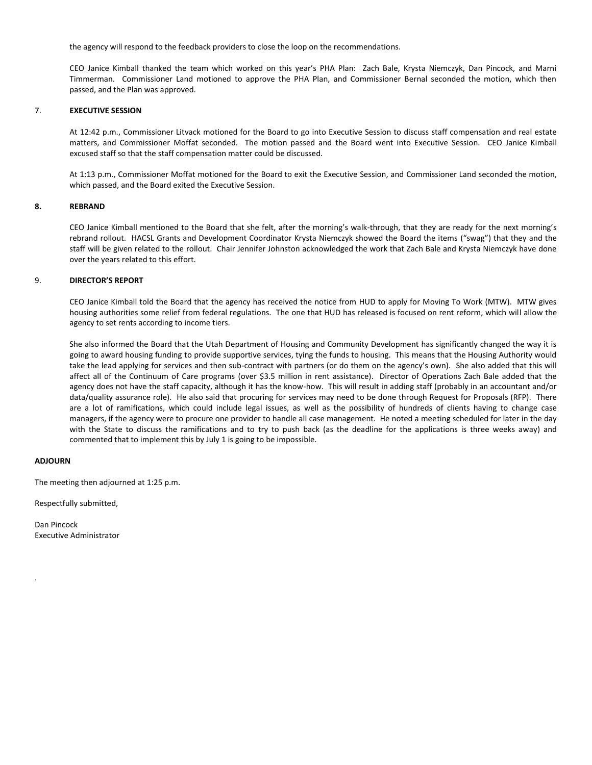the agency will respond to the feedback providers to close the loop on the recommendations.

CEO Janice Kimball thanked the team which worked on this year's PHA Plan: Zach Bale, Krysta Niemczyk, Dan Pincock, and Marni Timmerman. Commissioner Land motioned to approve the PHA Plan, and Commissioner Bernal seconded the motion, which then passed, and the Plan was approved.

7. **EXECUTIVE SESSION**

At 12:42 p.m., Commissioner Litvack motioned for the Board to go into Executive Session to discuss staff compensation and real estate matters, and Commissioner Moffat seconded. The motion passed and the Board went into Executive Session. CEO Janice Kimball excused staff so that the staff compensation matter could be discussed.

At 1:13 p.m., Commissioner Moffat motioned for the Board to exit the Executive Session, and Commissioner Land seconded the motion, which passed, and the Board exited the Executive Session.

**8. REBRAND**

CEO Janice Kimball mentioned to the Board that she felt, after the morning's walk-through, that they are ready for the next morning's rebrand rollout. HACSL Grants and Development Coordinator Krysta Niemczyk showed the Board the items ("swag") that they and the staff will be given related to the rollout. Chair Jennifer Johnston acknowledged the work that Zach Bale and Krysta Niemczyk have done over the years related to this effort.

9. **DIRECTOR'S REPORT**

CEO Janice Kimball told the Board that the agency has received the notice from HUD to apply for Moving To Work (MTW). MTW gives housing authorities some relief from federal regulations. The one that HUD has released is focused on rent reform, which will allow the agency to set rents according to income tiers.

She also informed the Board that the Utah Department of Housing and Community Development has significantly changed the way it is going to award housing funding to provide supportive services, tying the funds to housing. This means that the Housing Authority would take the lead applying for services and then sub-contract with partners (or do them on the agency's own). She also added that this will affect all of the Continuum of Care programs (over $3.5 million in rent assistance). Director of Operations Zach Bale added that the agency does not have the staff capacity, although it has the know-how. This will result in adding staff (probably in an accountant and/or data/quality assurance role). He also said that procuring for services may need to be done through Request for Proposals (RFP). There are a lot of ramifications, which could include legal issues, as well as the possibility of hundreds of clients having to change case managers, if the agency were to procure one provider to handle all case management. He noted a meeting scheduled for later in the day with the State to discuss the ramifications and to try to push back (as the deadline for the applications is three weeks away) and commented that to implement this by July 1 is going to be impossible.

**ADJOURN**

The meeting then adjourned at 1:25 p.m.

Respectfully submitted,

Dan Pincock
Executive Administrator

.